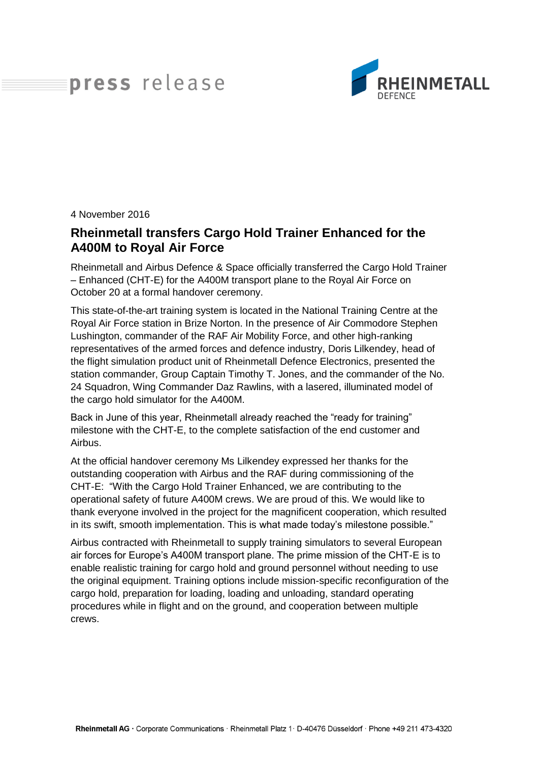press release

RHEINMETALL DEFENCE

4 November 2016

# Rheinmetall transfers Cargo Hold Trainer Enhanced for the A400M to Royal Air Force

Rheinmetall and Airbus Defence & Space officially transferred the Cargo Hold Trainer – Enhanced (CHT-E) for the A400M transport plane to the Royal Air Force on October 20 at a formal handover ceremony.

This state-of-the-art training system is located in the National Training Centre at the Royal Air Force station in Brize Norton. In the presence of Air Commodore Stephen Lushington, commander of the RAF Air Mobility Force, and other high-ranking representatives of the armed forces and defence industry, Doris Lilkendey, head of the flight simulation product unit of Rheinmetall Defence Electronics, presented the station commander, Group Captain Timothy T. Jones, and the commander of the No. 24 Squadron, Wing Commander Daz Rawlins, with a lasered, illuminated model of the cargo hold simulator for the A400M.

Back in June of this year, Rheinmetall already reached the "ready for training" milestone with the CHT-E, to the complete satisfaction of the end customer and Airbus.

At the official handover ceremony Ms Lilkendey expressed her thanks for the outstanding cooperation with Airbus and the RAF during commissioning of the CHT-E: "With the Cargo Hold Trainer Enhanced, we are contributing to the operational safety of future A400M crews. We are proud of this. We would like to thank everyone involved in the project for the magnificent cooperation, which resulted in its swift, smooth implementation. This is what made today's milestone possible."

Airbus contracted with Rheinmetall to supply training simulators to several European air forces for Europe's A400M transport plane. The prime mission of the CHT-E is to enable realistic training for cargo hold and ground personnel without needing to use the original equipment. Training options include mission-specific reconfiguration of the cargo hold, preparation for loading, loading and unloading, standard operating procedures while in flight and on the ground, and cooperation between multiple crews.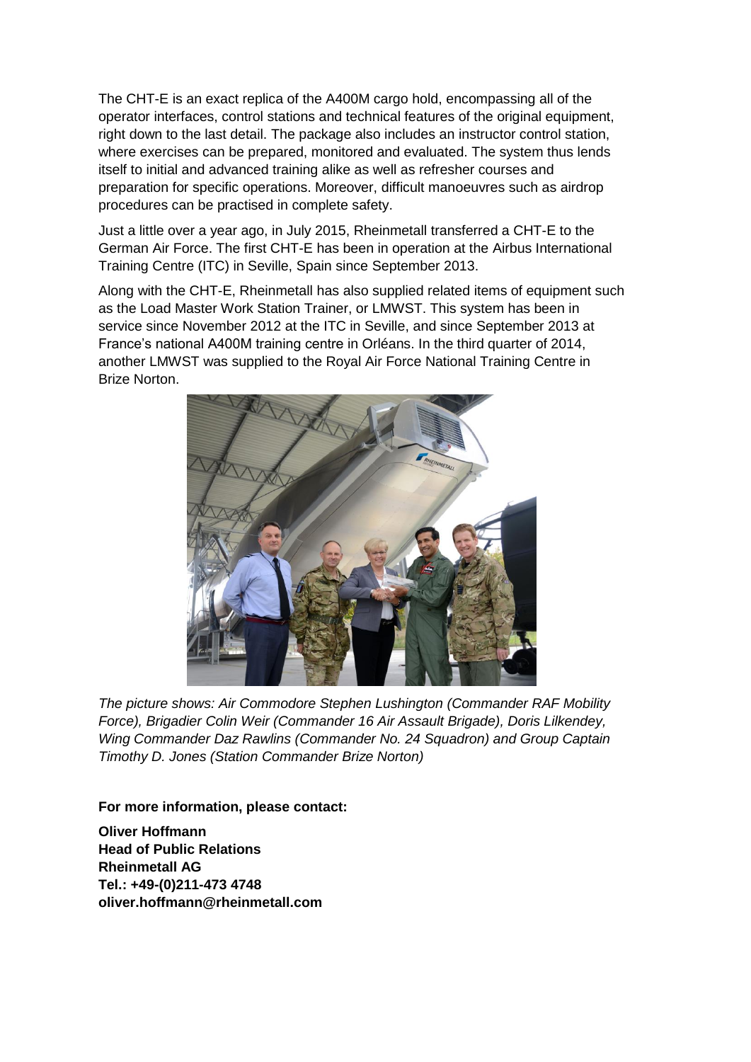The CHT-E is an exact replica of the A400M cargo hold, encompassing all of the operator interfaces, control stations and technical features of the original equipment, right down to the last detail. The package also includes an instructor control station, where exercises can be prepared, monitored and evaluated. The system thus lends itself to initial and advanced training alike as well as refresher courses and preparation for specific operations. Moreover, difficult manoeuvres such as airdrop procedures can be practised in complete safety.

Just a little over a year ago, in July 2015, Rheinmetall transferred a CHT-E to the German Air Force. The first CHT-E has been in operation at the Airbus International Training Centre (ITC) in Seville, Spain since September 2013.

Along with the CHT-E, Rheinmetall has also supplied related items of equipment such as the Load Master Work Station Trainer, or LMWST. This system has been in service since November 2012 at the ITC in Seville, and since September 2013 at France's national A400M training centre in Orléans. In the third quarter of 2014, another LMWST was supplied to the Royal Air Force National Training Centre in Brize Norton.

*The picture shows: Air Commodore Stephen Lushington (Commander RAF Mobility Force), Brigadier Colin Weir (Commander 16 Air Assault Brigade), Doris Lilkendey, Wing Commander Daz Rawlins (Commander No. 24 Squadron) and Group Captain Timothy D. Jones (Station Commander Brize Norton)*

**For more information, please contact:**

**Oliver Hoffmann**
**Head of Public Relations**
**Rheinmetall AG**
**Tel.: +49-(0)211-473 4748**
**oliver.hoffmann@rheinmetall.com**